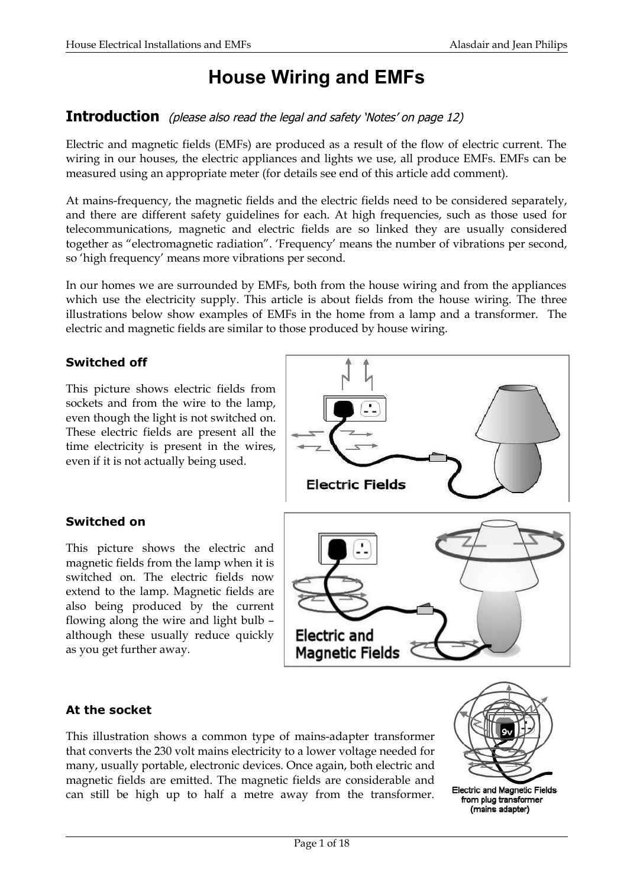# House Wiring and EMFs

## Introduction *(please also read the legal and safety 'Notes' on page 12)*

Electric and magnetic fields (EMFs) are produced as a result of the flow of electric current. The wiring in our houses, the electric appliances and lights we use, all produce EMFs. EMFs can be measured using an appropriate meter (for details see end of this article add comment).

At mains-frequency, the magnetic fields and the electric fields need to be considered separately, and there are different safety guidelines for each. At high frequencies, such as those used for telecommunications, magnetic and electric fields are so linked they are usually considered together as "electromagnetic radiation". 'Frequency' means the number of vibrations per second, so 'high frequency' means more vibrations per second.

In our homes we are surrounded by EMFs, both from the house wiring and from the appliances which use the electricity supply. This article is about fields from the house wiring. The three illustrations below show examples of EMFs in the home from a lamp and a transformer. The electric and magnetic fields are similar to those produced by house wiring.

#### Switched off

This picture shows electric fields from sockets and from the wire to the lamp, even though the light is not switched on. These electric fields are present all the time electricity is present in the wires, even if it is not actually being used.

Electric Fields

#### Switched on

This picture shows the electric and magnetic fields from the lamp when it is switched on. The electric fields now extend to the lamp. Magnetic fields are also being produced by the current flowing along the wire and light bulb – although these usually reduce quickly as you get further away.

Electric and Magnetic Fields

#### At the socket

This illustration shows a common type of mains-adapter transformer that converts the 230 volt mains electricity to a lower voltage needed for many, usually portable, electronic devices. Once again, both electric and magnetic fields are emitted. The magnetic fields are considerable and can still be high up to half a metre away from the transformer.

Electric and Magnetic Fields from plug transformer (mains adapter)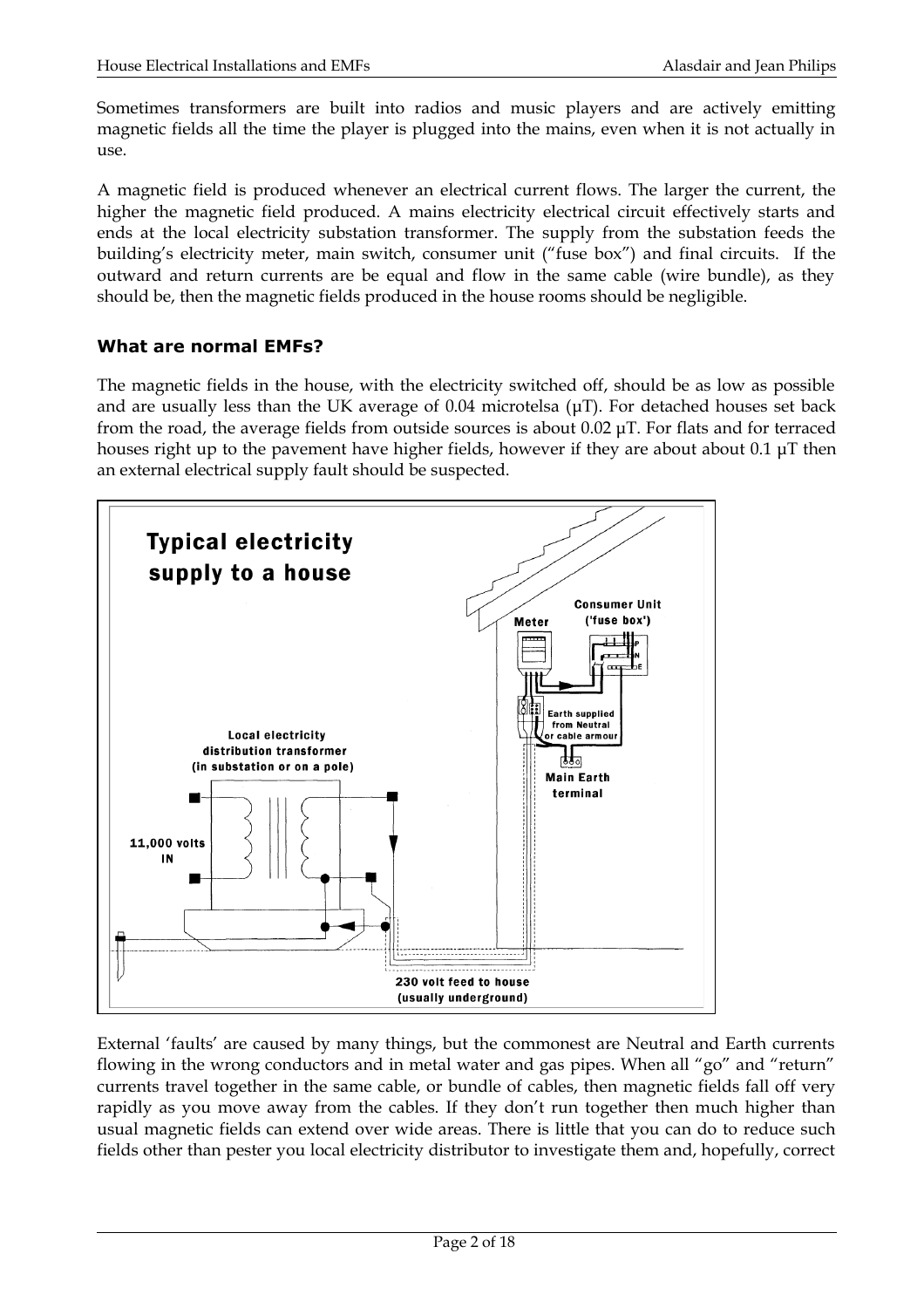Sometimes transformers are built into radios and music players and are actively emitting magnetic fields all the time the player is plugged into the mains, even when it is not actually in use.

A magnetic field is produced whenever an electrical current flows. The larger the current, the higher the magnetic field produced. A mains electricity electrical circuit effectively starts and ends at the local electricity substation transformer. The supply from the substation feeds the building's electricity meter, main switch, consumer unit ("fuse box") and final circuits. If the outward and return currents are be equal and flow in the same cable (wire bundle), as they should be, then the magnetic fields produced in the house rooms should be negligible.

### What are normal EMFs?

The magnetic fields in the house, with the electricity switched off, should be as low as possible and are usually less than the UK average of 0.04 microtelsa (μT). For detached houses set back from the road, the average fields from outside sources is about 0.02 μT. For flats and for terraced houses right up to the pavement have higher fields, however if they are about about 0.1 μT then an external electrical supply fault should be suspected.

Typical electricity supply to a house

Meter | Consumer Unit ('fuse box') | Earth supplied from Neutral or cable armour | Main Earth terminal | Local electricity distribution transformer (in substation or on a pole) | 11,000 volts IN | 230 volt feed to house (usually underground)

External 'faults' are caused by many things, but the commonest are Neutral and Earth currents flowing in the wrong conductors and in metal water and gas pipes. When all "go" and "return" currents travel together in the same cable, or bundle of cables, then magnetic fields fall off very rapidly as you move away from the cables. If they don't run together then much higher than usual magnetic fields can extend over wide areas. There is little that you can do to reduce such fields other than pester you local electricity distributor to investigate them and, hopefully, correct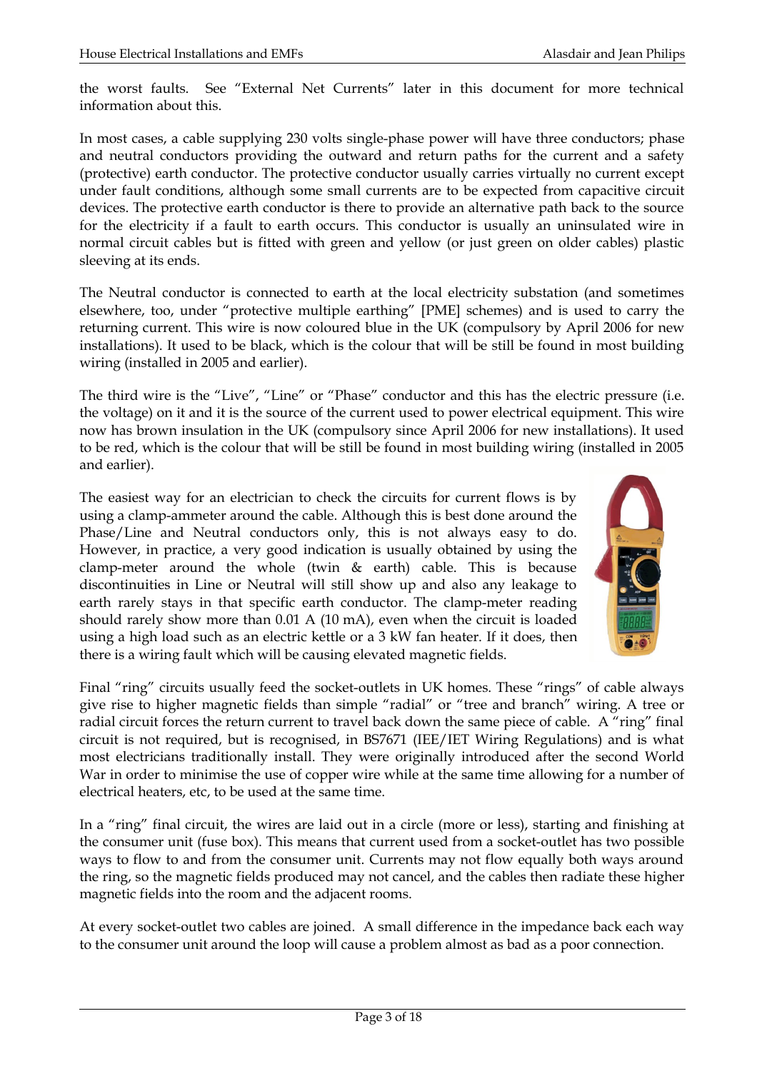the worst faults. See "External Net Currents" later in this document for more technical information about this.

In most cases, a cable supplying 230 volts single-phase power will have three conductors; phase and neutral conductors providing the outward and return paths for the current and a safety (protective) earth conductor. The protective conductor usually carries virtually no current except under fault conditions, although some small currents are to be expected from capacitive circuit devices. The protective earth conductor is there to provide an alternative path back to the source for the electricity if a fault to earth occurs. This conductor is usually an uninsulated wire in normal circuit cables but is fitted with green and yellow (or just green on older cables) plastic sleeving at its ends.

The Neutral conductor is connected to earth at the local electricity substation (and sometimes elsewhere, too, under "protective multiple earthing" [PME] schemes) and is used to carry the returning current. This wire is now coloured blue in the UK (compulsory by April 2006 for new installations). It used to be black, which is the colour that will be still be found in most building wiring (installed in 2005 and earlier).

The third wire is the "Live", "Line" or "Phase" conductor and this has the electric pressure (i.e. the voltage) on it and it is the source of the current used to power electrical equipment. This wire now has brown insulation in the UK (compulsory since April 2006 for new installations). It used to be red, which is the colour that will be still be found in most building wiring (installed in 2005 and earlier).

The easiest way for an electrician to check the circuits for current flows is by using a clamp-ammeter around the cable. Although this is best done around the Phase/Line and Neutral conductors only, this is not always easy to do. However, in practice, a very good indication is usually obtained by using the clamp-meter around the whole (twin & earth) cable. This is because discontinuities in Line or Neutral will still show up and also any leakage to earth rarely stays in that specific earth conductor. The clamp-meter reading should rarely show more than 0.01 A (10 mA), even when the circuit is loaded using a high load such as an electric kettle or a 3 kW fan heater. If it does, then there is a wiring fault which will be causing elevated magnetic fields.

Final "ring" circuits usually feed the socket-outlets in UK homes. These "rings" of cable always give rise to higher magnetic fields than simple "radial" or "tree and branch" wiring. A tree or radial circuit forces the return current to travel back down the same piece of cable. A "ring" final circuit is not required, but is recognised, in BS7671 (IEE/IET Wiring Regulations) and is what most electricians traditionally install. They were originally introduced after the second World War in order to minimise the use of copper wire while at the same time allowing for a number of electrical heaters, etc, to be used at the same time.

In a "ring" final circuit, the wires are laid out in a circle (more or less), starting and finishing at the consumer unit (fuse box). This means that current used from a socket-outlet has two possible ways to flow to and from the consumer unit. Currents may not flow equally both ways around the ring, so the magnetic fields produced may not cancel, and the cables then radiate these higher magnetic fields into the room and the adjacent rooms.

At every socket-outlet two cables are joined. A small difference in the impedance back each way to the consumer unit around the loop will cause a problem almost as bad as a poor connection.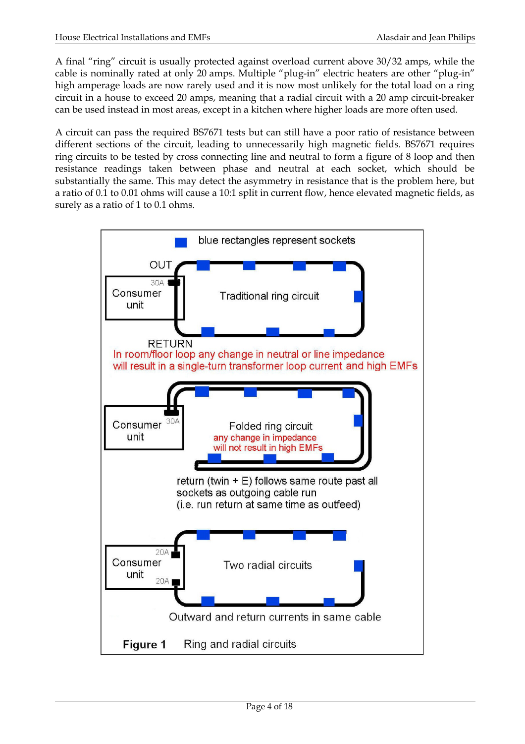A final "ring" circuit is usually protected against overload current above 30/32 amps, while the cable is nominally rated at only 20 amps. Multiple "plug-in" electric heaters are other "plug-in" high amperage loads are now rarely used and it is now most unlikely for the total load on a ring circuit in a house to exceed 20 amps, meaning that a radial circuit with a 20 amp circuit-breaker can be used instead in most areas, except in a kitchen where higher loads are more often used.

A circuit can pass the required BS7671 tests but can still have a poor ratio of resistance between different sections of the circuit, leading to unnecessarily high magnetic fields. BS7671 requires ring circuits to be tested by cross connecting line and neutral to form a figure of 8 loop and then resistance readings taken between phase and neutral at each socket, which should be substantially the same. This may detect the asymmetry in resistance that is the problem here, but a ratio of 0.1 to 0.01 ohms will cause a 10:1 split in current flow, hence elevated magnetic fields, as surely as a ratio of 1 to 0.1 ohms.

blue rectangles represent sockets

OUT

30A

Consumer unit

Traditional ring circuit

RETURN

In room/floor loop any change in neutral or line impedance will result in a single-turn transformer loop current and high EMFs

Consumer unit

30A

Folded ring circuit

any change in impedance will not result in high EMFs

return (twin + E) follows same route past all sockets as outgoing cable run (i.e. run return at same time as outfeed)

20A

Consumer unit

20A

Two radial circuits

Outward and return currents in same cable

**Figure 1** Ring and radial circuits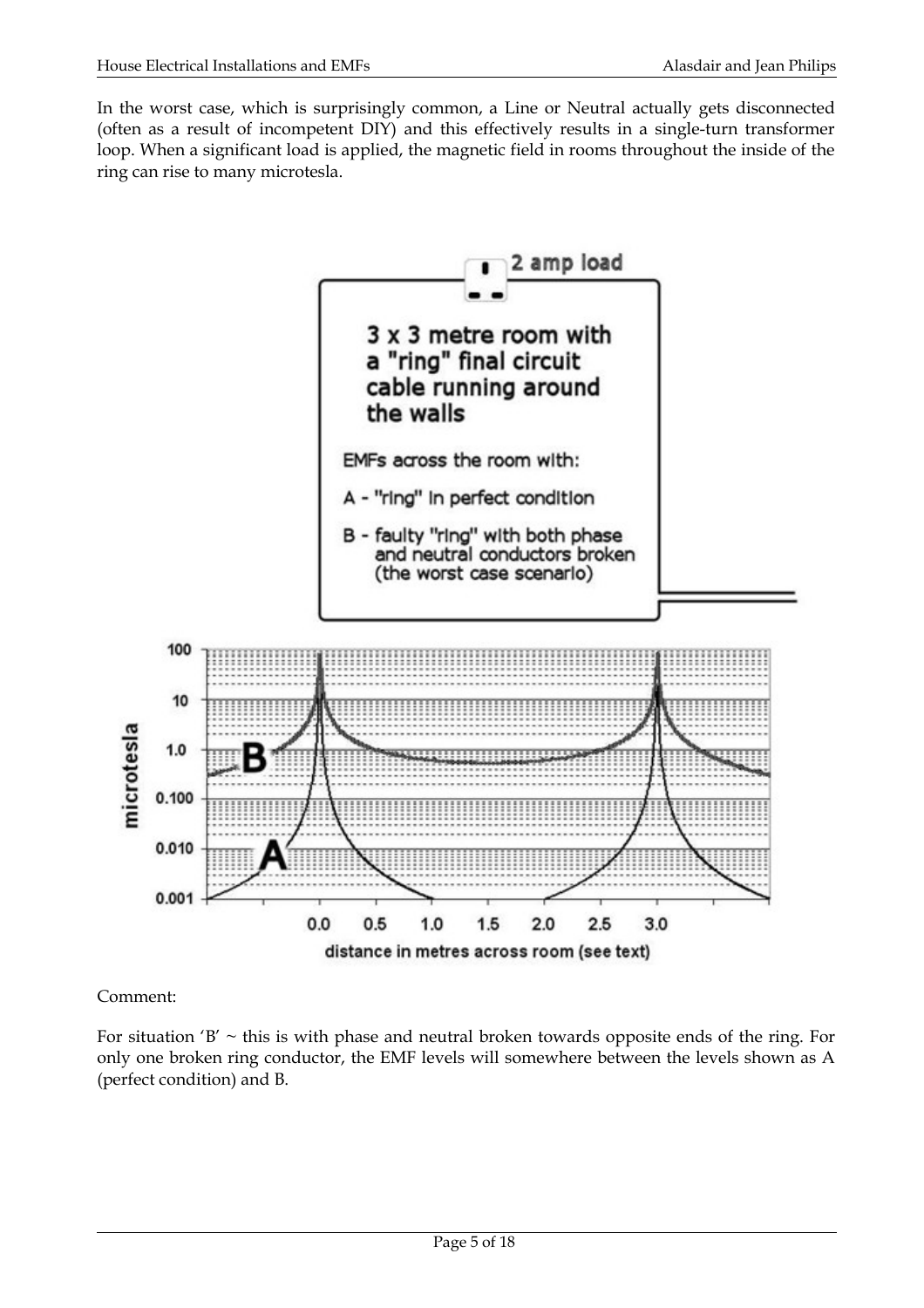In the worst case, which is surprisingly common, a Line or Neutral actually gets disconnected (often as a result of incompetent DIY) and this effectively results in a single-turn transformer loop. When a significant load is applied, the magnetic field in rooms throughout the inside of the ring can rise to many microtesla.

2 amp load

3 x 3 metre room with a "ring" final circuit cable running around the walls

EMFs across the room with:

A - "ring" in perfect condition

B - faulty "ring" with both phase and neutral conductors broken (the worst case scenario)

Comment:

For situation 'B' ~ this is with phase and neutral broken towards opposite ends of the ring. For only one broken ring conductor, the EMF levels will somewhere between the levels shown as A (perfect condition) and B.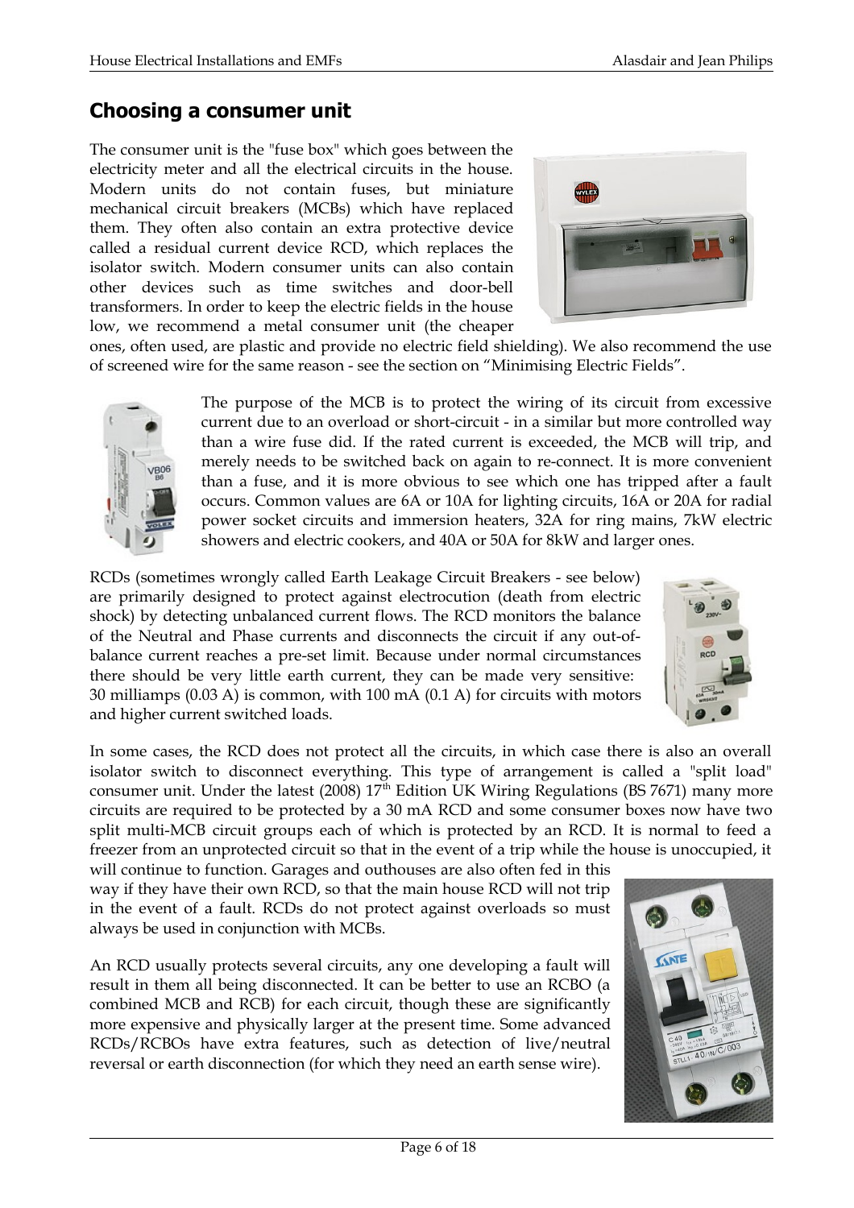## Choosing a consumer unit

The consumer unit is the "fuse box" which goes between the electricity meter and all the electrical circuits in the house. Modern units do not contain fuses, but miniature mechanical circuit breakers (MCBs) which have replaced them. They often also contain an extra protective device called a residual current device RCD, which replaces the isolator switch. Modern consumer units can also contain other devices such as time switches and door-bell transformers. In order to keep the electric fields in the house low, we recommend a metal consumer unit (the cheaper ones, often used, are plastic and provide no electric field shielding). We also recommend the use of screened wire for the same reason - see the section on "Minimising Electric Fields".

The purpose of the MCB is to protect the wiring of its circuit from excessive current due to an overload or short-circuit - in a similar but more controlled way than a wire fuse did. If the rated current is exceeded, the MCB will trip, and merely needs to be switched back on again to re-connect. It is more convenient than a fuse, and it is more obvious to see which one has tripped after a fault occurs. Common values are 6A or 10A for lighting circuits, 16A or 20A for radial power socket circuits and immersion heaters, 32A for ring mains, 7kW electric showers and electric cookers, and 40A or 50A for 8kW and larger ones.

RCDs (sometimes wrongly called Earth Leakage Circuit Breakers - see below) are primarily designed to protect against electrocution (death from electric shock) by detecting unbalanced current flows. The RCD monitors the balance of the Neutral and Phase currents and disconnects the circuit if any out-of-balance current reaches a pre-set limit. Because under normal circumstances there should be very little earth current, they can be made very sensitive: 30 milliamps (0.03 A) is common, with 100 mA (0.1 A) for circuits with motors and higher current switched loads.

In some cases, the RCD does not protect all the circuits, in which case there is also an overall isolator switch to disconnect everything. This type of arrangement is called a "split load" consumer unit. Under the latest (2008) 17th Edition UK Wiring Regulations (BS 7671) many more circuits are required to be protected by a 30 mA RCD and some consumer boxes now have two split multi-MCB circuit groups each of which is protected by an RCD. It is normal to feed a freezer from an unprotected circuit so that in the event of a trip while the house is unoccupied, it will continue to function. Garages and outhouses are also often fed in this way if they have their own RCD, so that the main house RCD will not trip in the event of a fault. RCDs do not protect against overloads so must always be used in conjunction with MCBs.

An RCD usually protects several circuits, any one developing a fault will result in them all being disconnected. It can be better to use an RCBO (a combined MCB and RCB) for each circuit, though these are significantly more expensive and physically larger at the present time. Some advanced RCDs/RCBOs have extra features, such as detection of live/neutral reversal or earth disconnection (for which they need an earth sense wire).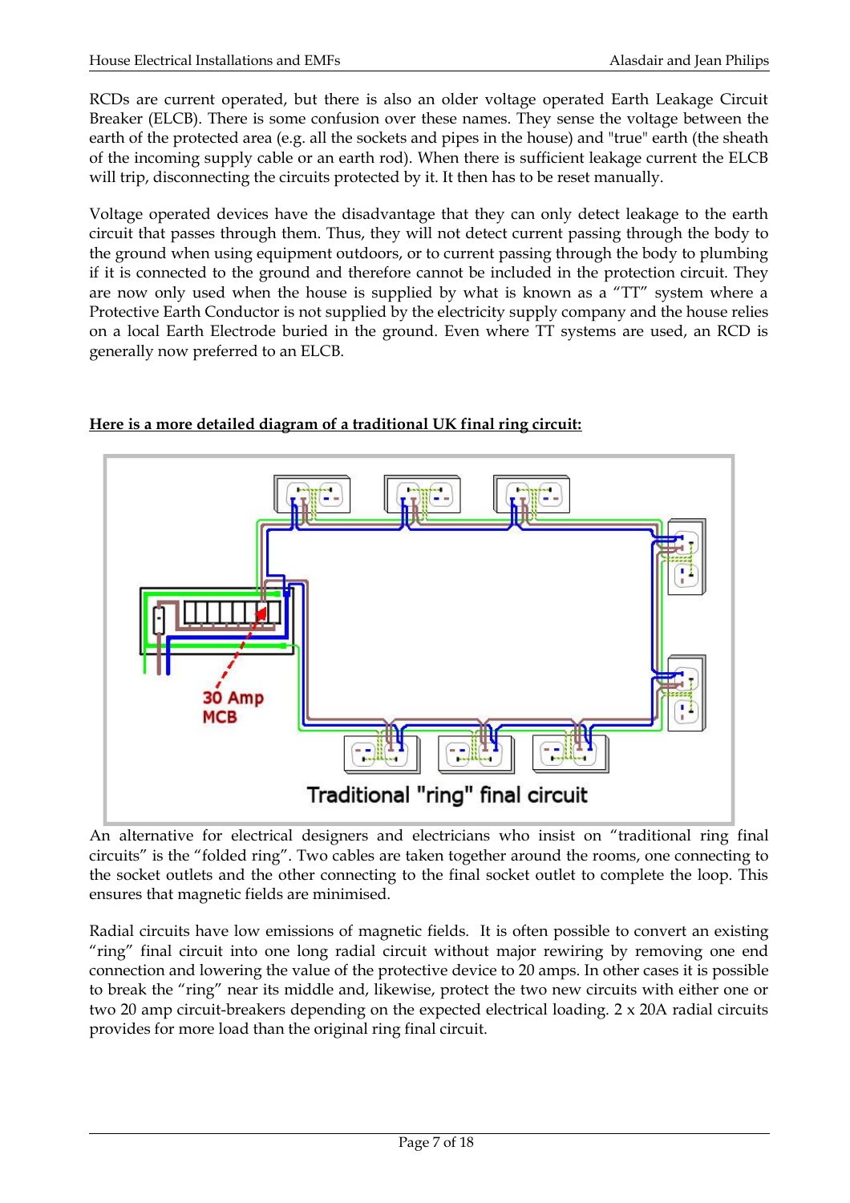RCDs are current operated, but there is also an older voltage operated Earth Leakage Circuit Breaker (ELCB). There is some confusion over these names. They sense the voltage between the earth of the protected area (e.g. all the sockets and pipes in the house) and "true" earth (the sheath of the incoming supply cable or an earth rod). When there is sufficient leakage current the ELCB will trip, disconnecting the circuits protected by it. It then has to be reset manually.

Voltage operated devices have the disadvantage that they can only detect leakage to the earth circuit that passes through them. Thus, they will not detect current passing through the body to the ground when using equipment outdoors, or to current passing through the body to plumbing if it is connected to the ground and therefore cannot be included in the protection circuit. They are now only used when the house is supplied by what is known as a "TT" system where a Protective Earth Conductor is not supplied by the electricity supply company and the house relies on a local Earth Electrode buried in the ground. Even where TT systems are used, an RCD is generally now preferred to an ELCB.

**<u>Here is a more detailed diagram of a traditional UK final ring circuit:</u>**

30 Amp MCB

Traditional "ring" final circuit

An alternative for electrical designers and electricians who insist on "traditional ring final circuits" is the "folded ring". Two cables are taken together around the rooms, one connecting to the socket outlets and the other connecting to the final socket outlet to complete the loop. This ensures that magnetic fields are minimised.

Radial circuits have low emissions of magnetic fields. It is often possible to convert an existing "ring" final circuit into one long radial circuit without major rewiring by removing one end connection and lowering the value of the protective device to 20 amps. In other cases it is possible to break the "ring" near its middle and, likewise, protect the two new circuits with either one or two 20 amp circuit-breakers depending on the expected electrical loading. 2 x 20A radial circuits provides for more load than the original ring final circuit.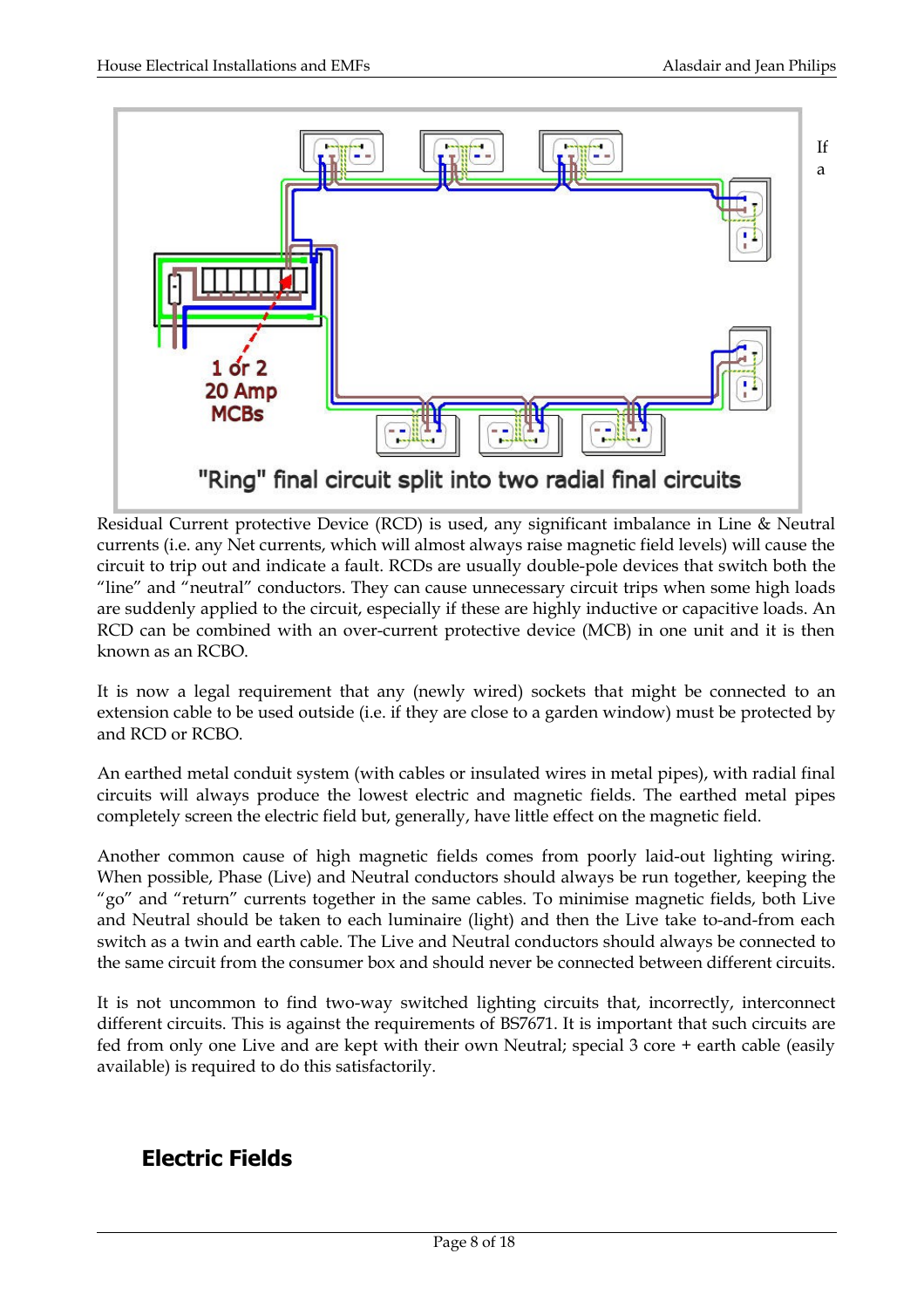If a Residual Current protective Device (RCD) is used, any significant imbalance in Line & Neutral currents (i.e. any Net currents, which will almost always raise magnetic field levels) will cause the circuit to trip out and indicate a fault. RCDs are usually double-pole devices that switch both the "line" and "neutral" conductors. They can cause unnecessary circuit trips when some high loads are suddenly applied to the circuit, especially if these are highly inductive or capacitive loads. An RCD can be combined with an over-current protective device (MCB) in one unit and it is then known as an RCBO.

It is now a legal requirement that any (newly wired) sockets that might be connected to an extension cable to be used outside (i.e. if they are close to a garden window) must be protected by and RCD or RCBO.

An earthed metal conduit system (with cables or insulated wires in metal pipes), with radial final circuits will always produce the lowest electric and magnetic fields. The earthed metal pipes completely screen the electric field but, generally, have little effect on the magnetic field.

Another common cause of high magnetic fields comes from poorly laid-out lighting wiring. When possible, Phase (Live) and Neutral conductors should always be run together, keeping the "go" and "return" currents together in the same cables. To minimise magnetic fields, both Live and Neutral should be taken to each luminaire (light) and then the Live take to-and-from each switch as a twin and earth cable. The Live and Neutral conductors should always be connected to the same circuit from the consumer box and should never be connected between different circuits.

It is not uncommon to find two-way switched lighting circuits that, incorrectly, interconnect different circuits. This is against the requirements of BS7671. It is important that such circuits are fed from only one Live and are kept with their own Neutral; special 3 core + earth cable (easily available) is required to do this satisfactorily.

## Electric Fields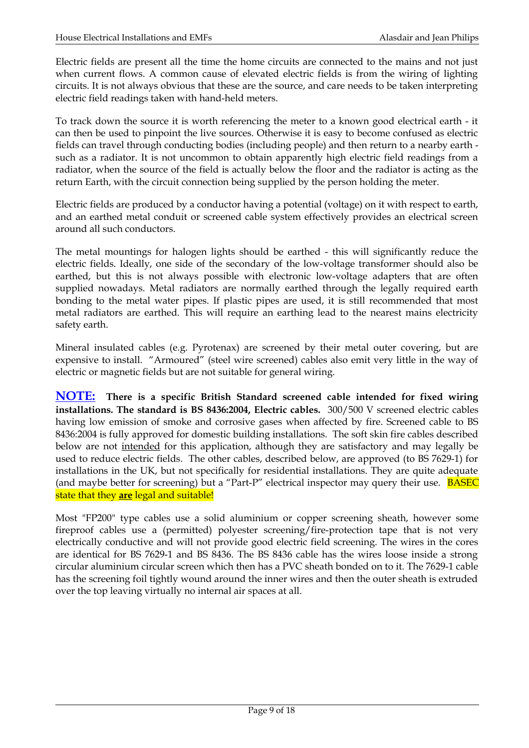Electric fields are present all the time the home circuits are connected to the mains and not just when current flows. A common cause of elevated electric fields is from the wiring of lighting circuits. It is not always obvious that these are the source, and care needs to be taken interpreting electric field readings taken with hand-held meters.

To track down the source it is worth referencing the meter to a known good electrical earth - it can then be used to pinpoint the live sources. Otherwise it is easy to become confused as electric fields can travel through conducting bodies (including people) and then return to a nearby earth - such as a radiator. It is not uncommon to obtain apparently high electric field readings from a radiator, when the source of the field is actually below the floor and the radiator is acting as the return Earth, with the circuit connection being supplied by the person holding the meter.

Electric fields are produced by a conductor having a potential (voltage) on it with respect to earth, and an earthed metal conduit or screened cable system effectively provides an electrical screen around all such conductors.

The metal mountings for halogen lights should be earthed - this will significantly reduce the electric fields. Ideally, one side of the secondary of the low-voltage transformer should also be earthed, but this is not always possible with electronic low-voltage adapters that are often supplied nowadays. Metal radiators are normally earthed through the legally required earth bonding to the metal water pipes. If plastic pipes are used, it is still recommended that most metal radiators are earthed. This will require an earthing lead to the nearest mains electricity safety earth.

Mineral insulated cables (e.g. Pyrotenax) are screened by their metal outer covering, but are expensive to install. "Armoured" (steel wire screened) cables also emit very little in the way of electric or magnetic fields but are not suitable for general wiring.

**NOTE: There is a specific British Standard screened cable intended for fixed wiring installations. The standard is BS 8436:2004, Electric cables.** 300/500 V screened electric cables having low emission of smoke and corrosive gases when affected by fire. Screened cable to BS 8436:2004 is fully approved for domestic building installations. The soft skin fire cables described below are not intended for this application, although they are satisfactory and may legally be used to reduce electric fields. The other cables, described below, are approved (to BS 7629-1) for installations in the UK, but not specifically for residential installations. They are quite adequate (and maybe better for screening) but a "Part-P" electrical inspector may query their use. BASEC state that they **are** legal and suitable!

Most "FP200" type cables use a solid aluminium or copper screening sheath, however some fireproof cables use a (permitted) polyester screening/fire-protection tape that is not very electrically conductive and will not provide good electric field screening. The wires in the cores are identical for BS 7629-1 and BS 8436. The BS 8436 cable has the wires loose inside a strong circular aluminium circular screen which then has a PVC sheath bonded on to it. The 7629-1 cable has the screening foil tightly wound around the inner wires and then the outer sheath is extruded over the top leaving virtually no internal air spaces at all.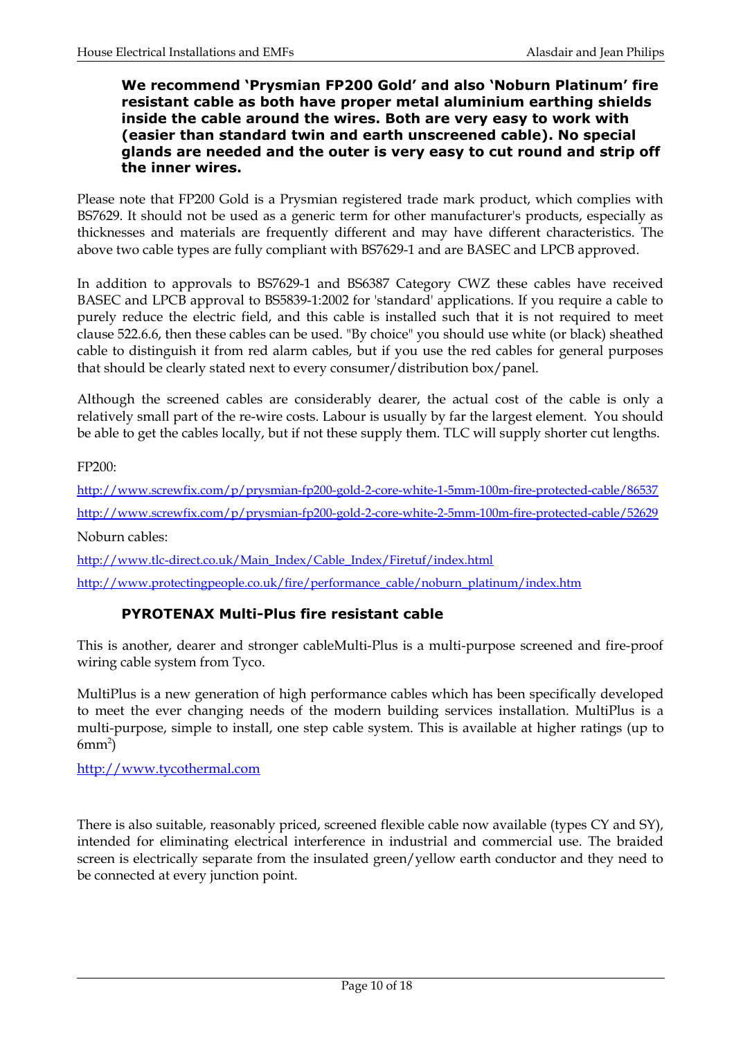**We recommend 'Prysmian FP200 Gold' and also 'Noburn Platinum' fire resistant cable as both have proper metal aluminium earthing shields inside the cable around the wires. Both are very easy to work with (easier than standard twin and earth unscreened cable). No special glands are needed and the outer is very easy to cut round and strip off the inner wires.**

Please note that FP200 Gold is a Prysmian registered trade mark product, which complies with BS7629. It should not be used as a generic term for other manufacturer's products, especially as thicknesses and materials are frequently different and may have different characteristics. The above two cable types are fully compliant with BS7629-1 and are BASEC and LPCB approved.

In addition to approvals to BS7629-1 and BS6387 Category CWZ these cables have received BASEC and LPCB approval to BS5839-1:2002 for 'standard' applications. If you require a cable to purely reduce the electric field, and this cable is installed such that it is not required to meet clause 522.6.6, then these cables can be used. "By choice" you should use white (or black) sheathed cable to distinguish it from red alarm cables, but if you use the red cables for general purposes that should be clearly stated next to every consumer/distribution box/panel.

Although the screened cables are considerably dearer, the actual cost of the cable is only a relatively small part of the re-wire costs. Labour is usually by far the largest element. You should be able to get the cables locally, but if not these supply them. TLC will supply shorter cut lengths.

FP200:

http://www.screwfix.com/p/prysmian-fp200-gold-2-core-white-1-5mm-100m-fire-protected-cable/86537

http://www.screwfix.com/p/prysmian-fp200-gold-2-core-white-2-5mm-100m-fire-protected-cable/52629

Noburn cables:

http://www.tlc-direct.co.uk/Main_Index/Cable_Index/Firetuf/index.html

http://www.protectingpeople.co.uk/fire/performance_cable/noburn_platinum/index.htm

### PYROTENAX Multi-Plus fire resistant cable

This is another, dearer and stronger cableMulti-Plus is a multi-purpose screened and fire-proof wiring cable system from Tyco.

MultiPlus is a new generation of high performance cables which has been specifically developed to meet the ever changing needs of the modern building services installation. MultiPlus is a multi-purpose, simple to install, one step cable system. This is available at higher ratings (up to $6mm^2$)

http://www.tycothermal.com

There is also suitable, reasonably priced, screened flexible cable now available (types CY and SY), intended for eliminating electrical interference in industrial and commercial use. The braided screen is electrically separate from the insulated green/yellow earth conductor and they need to be connected at every junction point.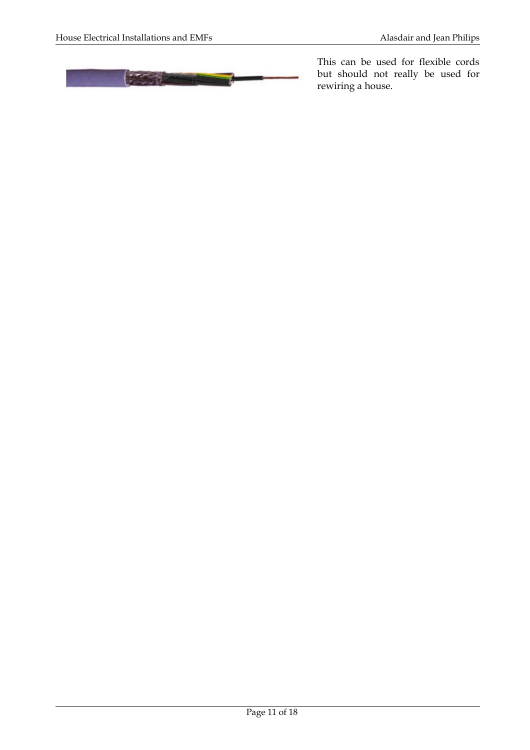This can be used for flexible cords but should not really be used for rewiring a house.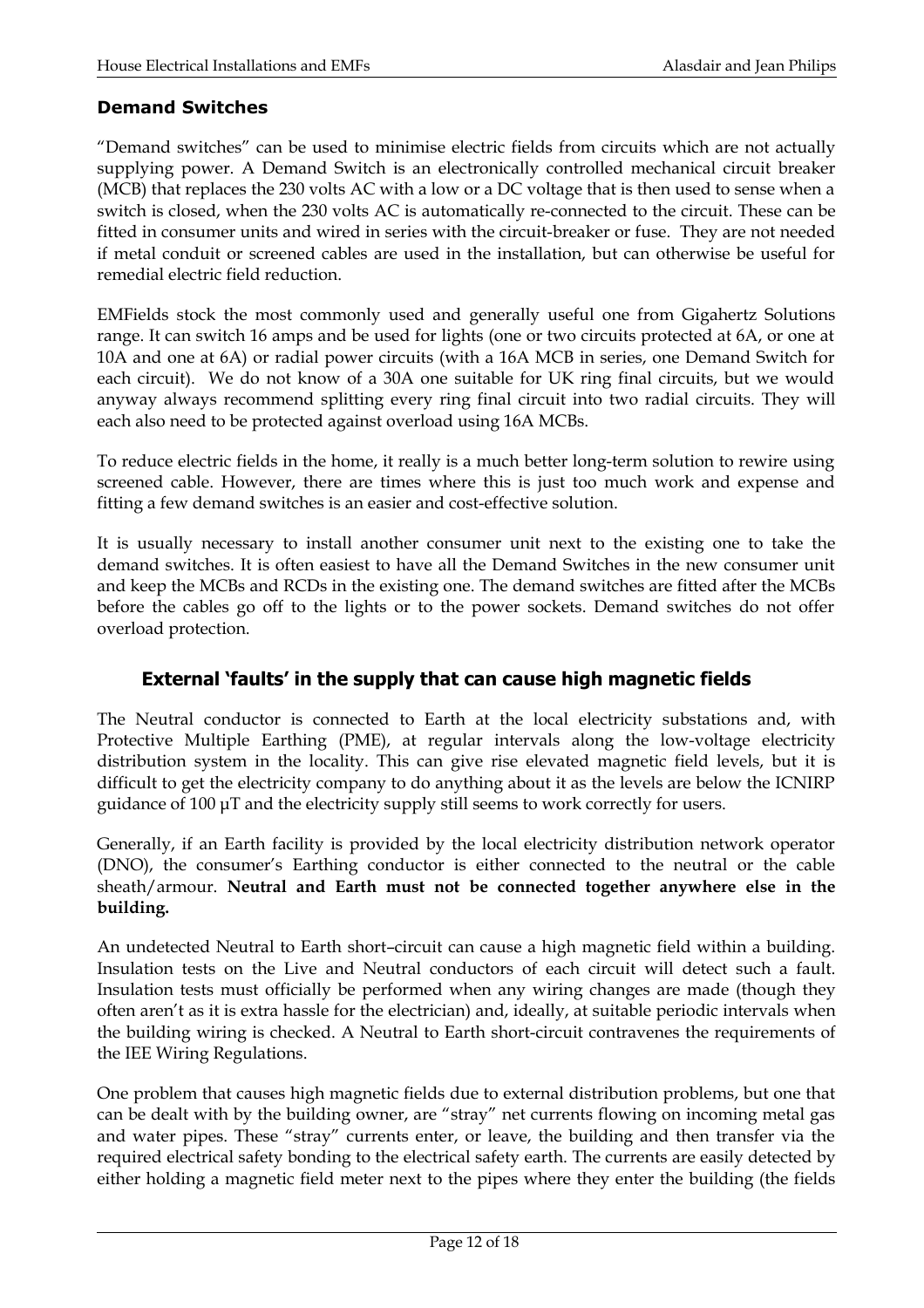### Demand Switches

"Demand switches" can be used to minimise electric fields from circuits which are not actually supplying power. A Demand Switch is an electronically controlled mechanical circuit breaker (MCB) that replaces the 230 volts AC with a low or a DC voltage that is then used to sense when a switch is closed, when the 230 volts AC is automatically re-connected to the circuit. These can be fitted in consumer units and wired in series with the circuit-breaker or fuse. They are not needed if metal conduit or screened cables are used in the installation, but can otherwise be useful for remedial electric field reduction.

EMFields stock the most commonly used and generally useful one from Gigahertz Solutions range. It can switch 16 amps and be used for lights (one or two circuits protected at 6A, or one at 10A and one at 6A) or radial power circuits (with a 16A MCB in series, one Demand Switch for each circuit). We do not know of a 30A one suitable for UK ring final circuits, but we would anyway always recommend splitting every ring final circuit into two radial circuits. They will each also need to be protected against overload using 16A MCBs.

To reduce electric fields in the home, it really is a much better long-term solution to rewire using screened cable. However, there are times where this is just too much work and expense and fitting a few demand switches is an easier and cost-effective solution.

It is usually necessary to install another consumer unit next to the existing one to take the demand switches. It is often easiest to have all the Demand Switches in the new consumer unit and keep the MCBs and RCDs in the existing one. The demand switches are fitted after the MCBs before the cables go off to the lights or to the power sockets. Demand switches do not offer overload protection.

## External 'faults' in the supply that can cause high magnetic fields

The Neutral conductor is connected to Earth at the local electricity substations and, with Protective Multiple Earthing (PME), at regular intervals along the low-voltage electricity distribution system in the locality. This can give rise elevated magnetic field levels, but it is difficult to get the electricity company to do anything about it as the levels are below the ICNIRP guidance of 100 µT and the electricity supply still seems to work correctly for users.

Generally, if an Earth facility is provided by the local electricity distribution network operator (DNO), the consumer's Earthing conductor is either connected to the neutral or the cable sheath/armour. **Neutral and Earth must not be connected together anywhere else in the building.**

An undetected Neutral to Earth short–circuit can cause a high magnetic field within a building. Insulation tests on the Live and Neutral conductors of each circuit will detect such a fault. Insulation tests must officially be performed when any wiring changes are made (though they often aren't as it is extra hassle for the electrician) and, ideally, at suitable periodic intervals when the building wiring is checked. A Neutral to Earth short-circuit contravenes the requirements of the IEE Wiring Regulations.

One problem that causes high magnetic fields due to external distribution problems, but one that can be dealt with by the building owner, are "stray" net currents flowing on incoming metal gas and water pipes. These "stray" currents enter, or leave, the building and then transfer via the required electrical safety bonding to the electrical safety earth. The currents are easily detected by either holding a magnetic field meter next to the pipes where they enter the building (the fields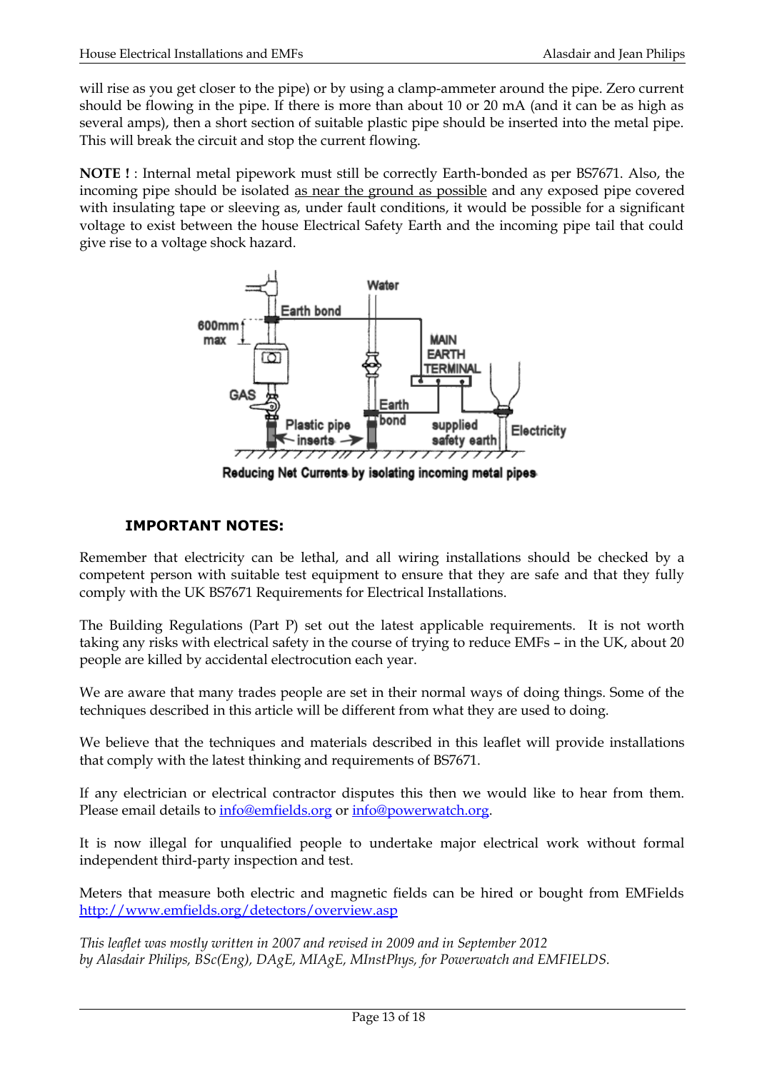will rise as you get closer to the pipe) or by using a clamp-ammeter around the pipe. Zero current should be flowing in the pipe. If there is more than about 10 or 20 mA (and it can be as high as several amps), then a short section of suitable plastic pipe should be inserted into the metal pipe. This will break the circuit and stop the current flowing.

**NOTE !** : Internal metal pipework must still be correctly Earth-bonded as per BS7671. Also, the incoming pipe should be isolated as near the ground as possible and any exposed pipe covered with insulating tape or sleeving as, under fault conditions, it would be possible for a significant voltage to exist between the house Electrical Safety Earth and the incoming pipe tail that could give rise to a voltage shock hazard.

Reducing Net Currents by isolating incoming metal pipes

### IMPORTANT NOTES:

Remember that electricity can be lethal, and all wiring installations should be checked by a competent person with suitable test equipment to ensure that they are safe and that they fully comply with the UK BS7671 Requirements for Electrical Installations.

The Building Regulations (Part P) set out the latest applicable requirements. It is not worth taking any risks with electrical safety in the course of trying to reduce EMFs – in the UK, about 20 people are killed by accidental electrocution each year.

We are aware that many trades people are set in their normal ways of doing things. Some of the techniques described in this article will be different from what they are used to doing.

We believe that the techniques and materials described in this leaflet will provide installations that comply with the latest thinking and requirements of BS7671.

If any electrician or electrical contractor disputes this then we would like to hear from them. Please email details to info@emfields.org or info@powerwatch.org.

It is now illegal for unqualified people to undertake major electrical work without formal independent third-party inspection and test.

Meters that measure both electric and magnetic fields can be hired or bought from EMFields http://www.emfields.org/detectors/overview.asp

*This leaflet was mostly written in 2007 and revised in 2009 and in September 2012 by Alasdair Philips, BSc(Eng), DAgE, MIAgE, MInstPhys, for Powerwatch and EMFIELDS.*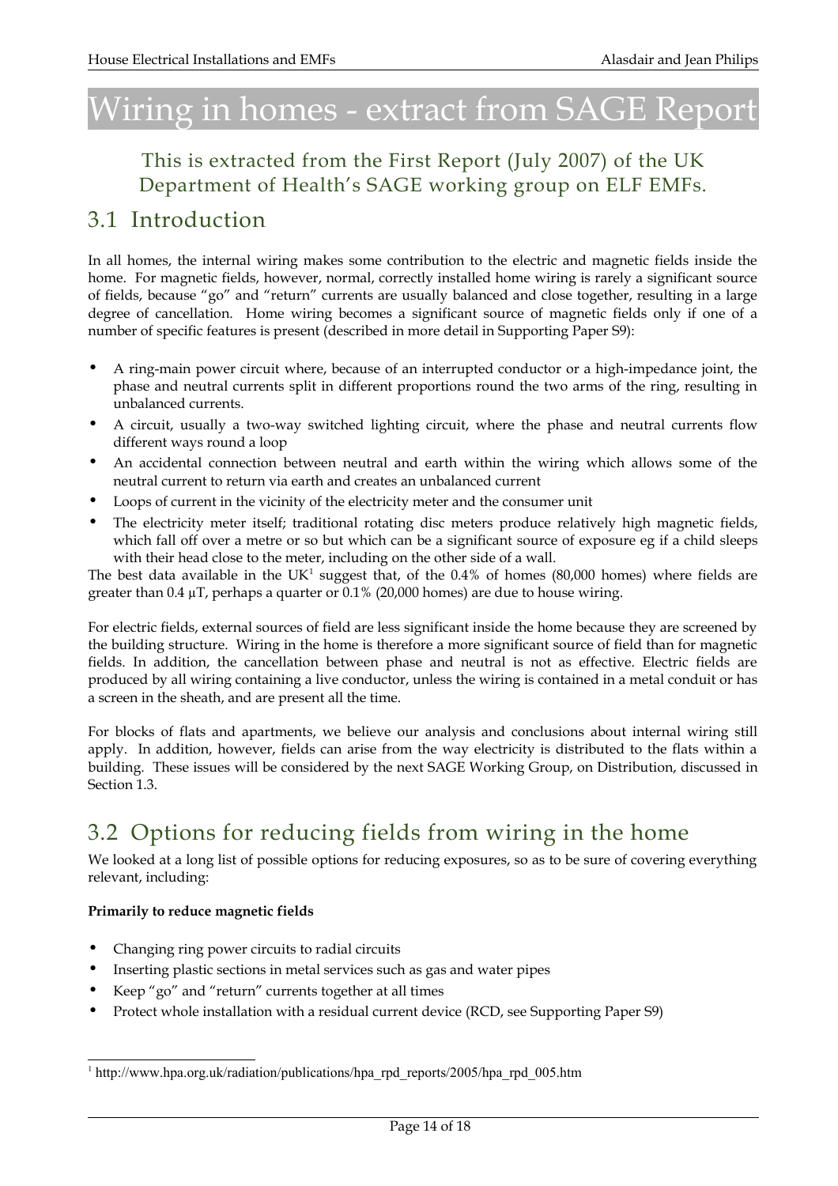# Wiring in homes - extract from SAGE Report

### This is extracted from the First Report (July 2007) of the UK Department of Health's SAGE working group on ELF EMFs.

## 3.1 Introduction

In all homes, the internal wiring makes some contribution to the electric and magnetic fields inside the home. For magnetic fields, however, normal, correctly installed home wiring is rarely a significant source of fields, because "go" and "return" currents are usually balanced and close together, resulting in a large degree of cancellation. Home wiring becomes a significant source of magnetic fields only if one of a number of specific features is present (described in more detail in Supporting Paper S9):

- A ring-main power circuit where, because of an interrupted conductor or a high-impedance joint, the phase and neutral currents split in different proportions round the two arms of the ring, resulting in unbalanced currents.
- A circuit, usually a two-way switched lighting circuit, where the phase and neutral currents flow different ways round a loop
- An accidental connection between neutral and earth within the wiring which allows some of the neutral current to return via earth and creates an unbalanced current
- Loops of current in the vicinity of the electricity meter and the consumer unit
- The electricity meter itself; traditional rotating disc meters produce relatively high magnetic fields, which fall off over a metre or so but which can be a significant source of exposure eg if a child sleeps with their head close to the meter, including on the other side of a wall.

The best data available in the UK[1] suggest that, of the 0.4% of homes (80,000 homes) where fields are greater than 0.4 μT, perhaps a quarter or 0.1% (20,000 homes) are due to house wiring.

For electric fields, external sources of field are less significant inside the home because they are screened by the building structure. Wiring in the home is therefore a more significant source of field than for magnetic fields. In addition, the cancellation between phase and neutral is not as effective. Electric fields are produced by all wiring containing a live conductor, unless the wiring is contained in a metal conduit or has a screen in the sheath, and are present all the time.

For blocks of flats and apartments, we believe our analysis and conclusions about internal wiring still apply. In addition, however, fields can arise from the way electricity is distributed to the flats within a building. These issues will be considered by the next SAGE Working Group, on Distribution, discussed in Section 1.3.

## 3.2 Options for reducing fields from wiring in the home

We looked at a long list of possible options for reducing exposures, so as to be sure of covering everything relevant, including:

**Primarily to reduce magnetic fields**

- Changing ring power circuits to radial circuits
- Inserting plastic sections in metal services such as gas and water pipes
- Keep "go" and "return" currents together at all times
- Protect whole installation with a residual current device (RCD, see Supporting Paper S9)

[1] http://www.hpa.org.uk/radiation/publications/hpa_rpd_reports/2005/hpa_rpd_005.htm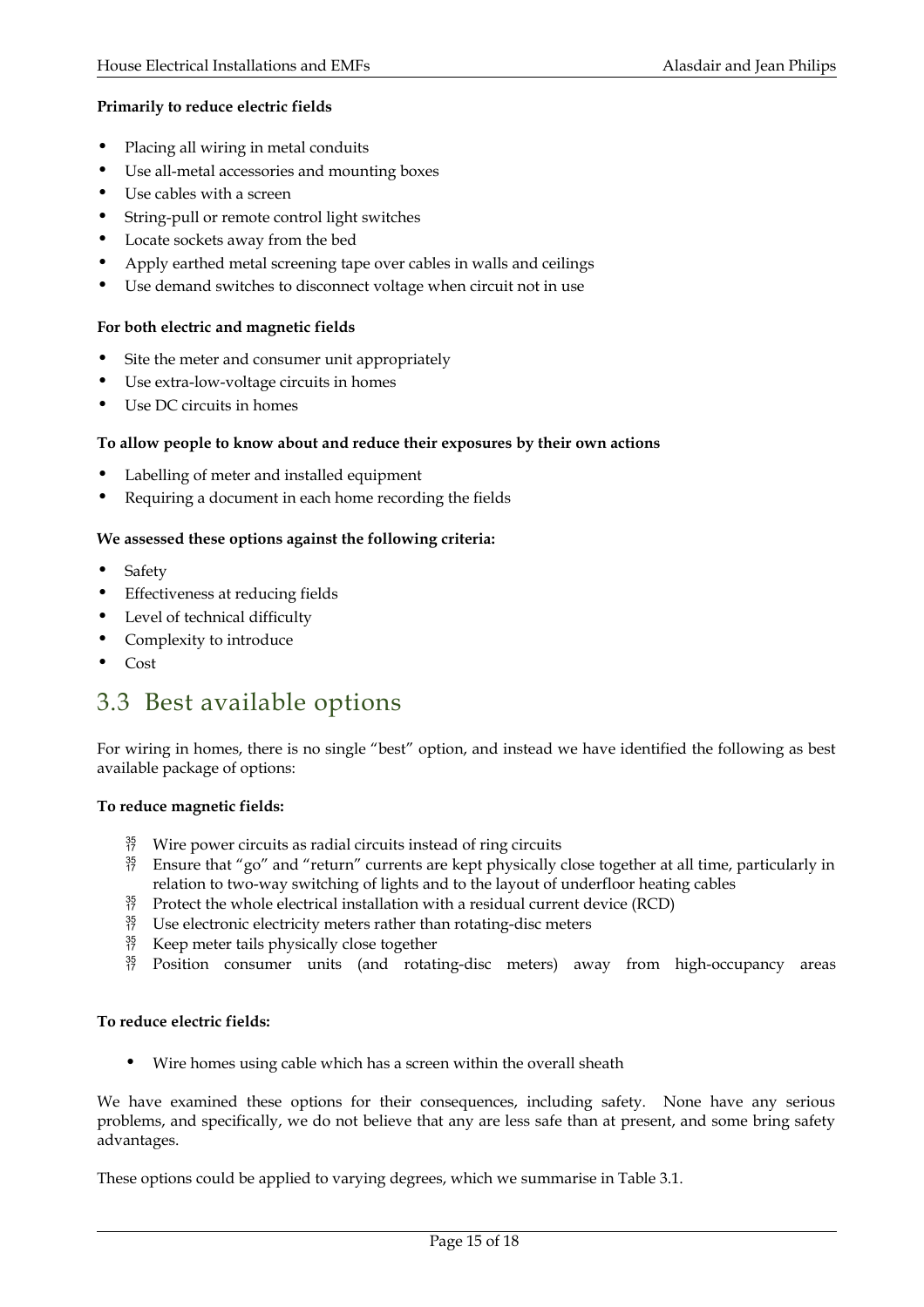**Primarily to reduce electric fields**

- Placing all wiring in metal conduits
- Use all-metal accessories and mounting boxes
- Use cables with a screen
- String-pull or remote control light switches
- Locate sockets away from the bed
- Apply earthed metal screening tape over cables in walls and ceilings
- Use demand switches to disconnect voltage when circuit not in use

**For both electric and magnetic fields**

- Site the meter and consumer unit appropriately
- Use extra-low-voltage circuits in homes
- Use DC circuits in homes

**To allow people to know about and reduce their exposures by their own actions**

- Labelling of meter and installed equipment
- Requiring a document in each home recording the fields

**We assessed these options against the following criteria:**

- Safety
- Effectiveness at reducing fields
- Level of technical difficulty
- Complexity to introduce
- Cost

## 3.3 Best available options

For wiring in homes, there is no single "best" option, and instead we have identified the following as best available package of options:

**To reduce magnetic fields:**

- Wire power circuits as radial circuits instead of ring circuits
- Ensure that "go" and "return" currents are kept physically close together at all time, particularly in relation to two-way switching of lights and to the layout of underfloor heating cables
- Protect the whole electrical installation with a residual current device (RCD)
- Use electronic electricity meters rather than rotating-disc meters
- Keep meter tails physically close together
- Position consumer units (and rotating-disc meters) away from high-occupancy areas

**To reduce electric fields:**

- Wire homes using cable which has a screen within the overall sheath

We have examined these options for their consequences, including safety. None have any serious problems, and specifically, we do not believe that any are less safe than at present, and some bring safety advantages.

These options could be applied to varying degrees, which we summarise in Table 3.1.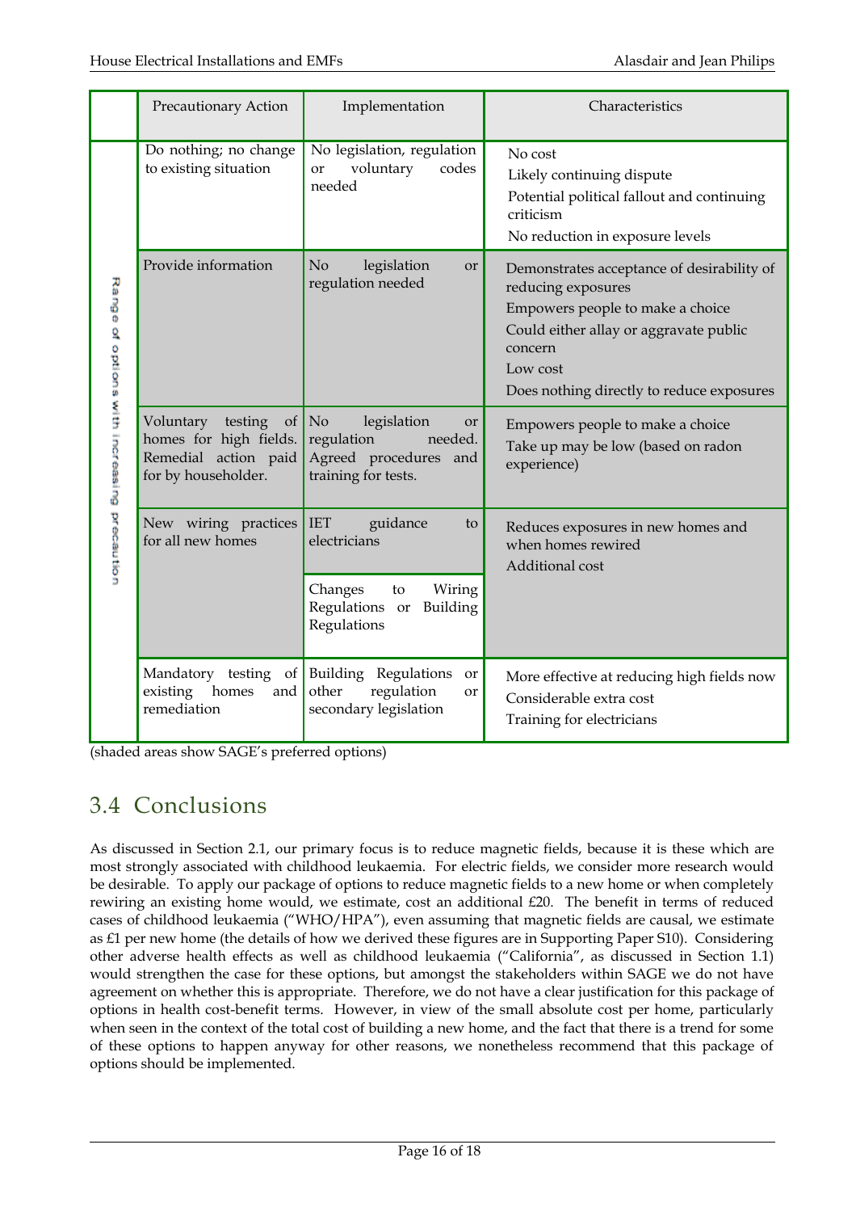| Range of options with increasing precaution | Precautionary Action | Implementation | Characteristics |
|---|---|---|---|
| | Do nothing; no change to existing situation | No legislation, regulation or voluntary codes needed | No cost<br>Likely continuing dispute<br>Potential political fallout and continuing criticism<br>No reduction in exposure levels |
| | Provide information | No legislation or regulation needed | Demonstrates acceptance of desirability of reducing exposures<br>Empowers people to make a choice<br>Could either allay or aggravate public concern<br>Low cost<br>Does nothing directly to reduce exposures |
| | Voluntary testing of homes for high fields. Remedial action paid for by householder. | No legislation or regulation needed. Agreed procedures and training for tests. | Empowers people to make a choice<br>Take up may be low (based on radon experience) |
| | New wiring practices for all new homes | IET guidance to electricians<br><br>Changes to Wiring Regulations or Building Regulations | Reduces exposures in new homes and when homes rewired<br>Additional cost |
| | Mandatory testing of existing homes and remediation | Building Regulations or other regulation or secondary legislation | More effective at reducing high fields now<br>Considerable extra cost<br>Training for electricians |

(shaded areas show SAGE's preferred options)

## 3.4 Conclusions

As discussed in Section 2.1, our primary focus is to reduce magnetic fields, because it is these which are most strongly associated with childhood leukaemia. For electric fields, we consider more research would be desirable. To apply our package of options to reduce magnetic fields to a new home or when completely rewiring an existing home would, we estimate, cost an additional £20. The benefit in terms of reduced cases of childhood leukaemia ("WHO/HPA"), even assuming that magnetic fields are causal, we estimate as £1 per new home (the details of how we derived these figures are in Supporting Paper S10). Considering other adverse health effects as well as childhood leukaemia ("California", as discussed in Section 1.1) would strengthen the case for these options, but amongst the stakeholders within SAGE we do not have agreement on whether this is appropriate. Therefore, we do not have a clear justification for this package of options in health cost-benefit terms. However, in view of the small absolute cost per home, particularly when seen in the context of the total cost of building a new home, and the fact that there is a trend for some of these options to happen anyway for other reasons, we nonetheless recommend that this package of options should be implemented.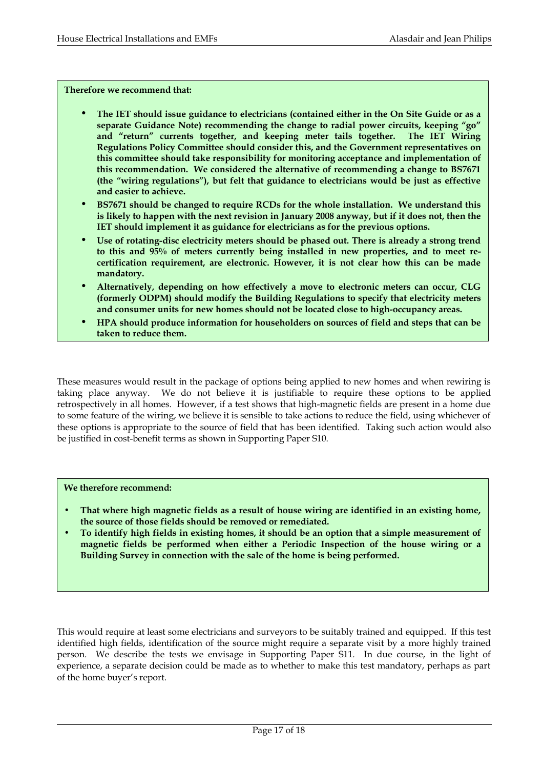**Therefore we recommend that:**

- **The IET should issue guidance to electricians (contained either in the On Site Guide or as a separate Guidance Note) recommending the change to radial power circuits, keeping "go" and "return" currents together, and keeping meter tails together. The IET Wiring Regulations Policy Committee should consider this, and the Government representatives on this committee should take responsibility for monitoring acceptance and implementation of this recommendation. We considered the alternative of recommending a change to BS7671 (the "wiring regulations"), but felt that guidance to electricians would be just as effective and easier to achieve.**
- **BS7671 should be changed to require RCDs for the whole installation. We understand this is likely to happen with the next revision in January 2008 anyway, but if it does not, then the IET should implement it as guidance for electricians as for the previous options.**
- **Use of rotating-disc electricity meters should be phased out. There is already a strong trend to this and 95% of meters currently being installed in new properties, and to meet re-certification requirement, are electronic. However, it is not clear how this can be made mandatory.**
- **Alternatively, depending on how effectively a move to electronic meters can occur, CLG (formerly ODPM) should modify the Building Regulations to specify that electricity meters and consumer units for new homes should not be located close to high-occupancy areas.**
- **HPA should produce information for householders on sources of field and steps that can be taken to reduce them.**

These measures would result in the package of options being applied to new homes and when rewiring is taking place anyway. We do not believe it is justifiable to require these options to be applied retrospectively in all homes. However, if a test shows that high-magnetic fields are present in a home due to some feature of the wiring, we believe it is sensible to take actions to reduce the field, using whichever of these options is appropriate to the source of field that has been identified. Taking such action would also be justified in cost-benefit terms as shown in Supporting Paper S10.

**We therefore recommend:**

- **That where high magnetic fields as a result of house wiring are identified in an existing home, the source of those fields should be removed or remediated.**
- **To identify high fields in existing homes, it should be an option that a simple measurement of magnetic fields be performed when either a Periodic Inspection of the house wiring or a Building Survey in connection with the sale of the home is being performed.**

This would require at least some electricians and surveyors to be suitably trained and equipped. If this test identified high fields, identification of the source might require a separate visit by a more highly trained person. We describe the tests we envisage in Supporting Paper S11. In due course, in the light of experience, a separate decision could be made as to whether to make this test mandatory, perhaps as part of the home buyer's report.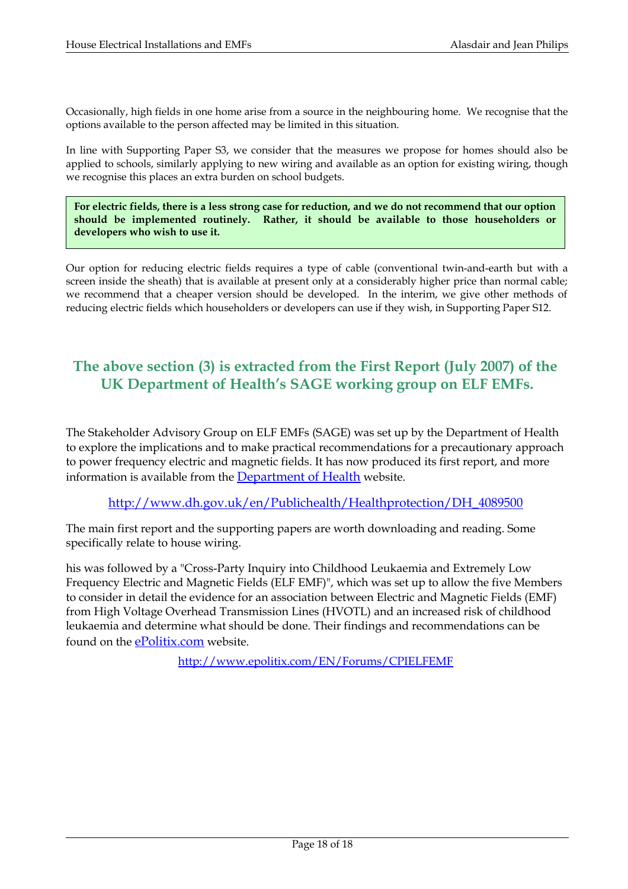Occasionally, high fields in one home arise from a source in the neighbouring home. We recognise that the options available to the person affected may be limited in this situation.

In line with Supporting Paper S3, we consider that the measures we propose for homes should also be applied to schools, similarly applying to new wiring and available as an option for existing wiring, though we recognise this places an extra burden on school budgets.

**For electric fields, there is a less strong case for reduction, and we do not recommend that our option should be implemented routinely. Rather, it should be available to those householders or developers who wish to use it.**

Our option for reducing electric fields requires a type of cable (conventional twin-and-earth but with a screen inside the sheath) that is available at present only at a considerably higher price than normal cable; we recommend that a cheaper version should be developed. In the interim, we give other methods of reducing electric fields which householders or developers can use if they wish, in Supporting Paper S12.

## The above section (3) is extracted from the First Report (July 2007) of the UK Department of Health's SAGE working group on ELF EMFs.

The Stakeholder Advisory Group on ELF EMFs (SAGE) was set up by the Department of Health to explore the implications and to make practical recommendations for a precautionary approach to power frequency electric and magnetic fields. It has now produced its first report, and more information is available from the [Department of Health](http://www.dh.gov.uk/en/Publichealth/Healthprotection/DH_4089500) website.

http://www.dh.gov.uk/en/Publichealth/Healthprotection/DH_4089500

The main first report and the supporting papers are worth downloading and reading. Some specifically relate to house wiring.

his was followed by a "Cross-Party Inquiry into Childhood Leukaemia and Extremely Low Frequency Electric and Magnetic Fields (ELF EMF)", which was set up to allow the five Members to consider in detail the evidence for an association between Electric and Magnetic Fields (EMF) from High Voltage Overhead Transmission Lines (HVOTL) and an increased risk of childhood leukaemia and determine what should be done. Their findings and recommendations can be found on the [ePolitix.com](http://www.epolitix.com/EN/Forums/CPIELFEMF) website.

http://www.epolitix.com/EN/Forums/CPIELFEMF